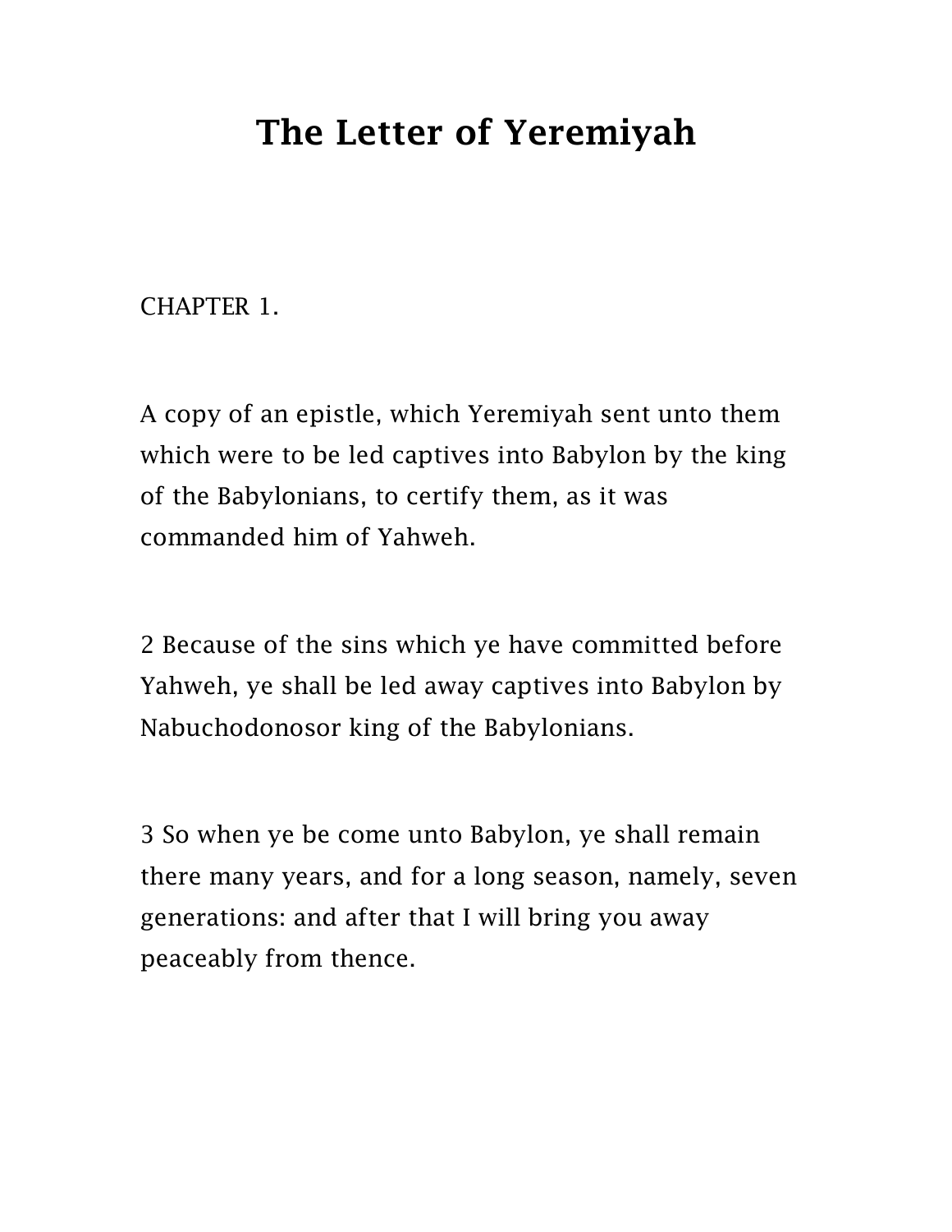# The Letter of Yeremiyah

CHAPTER 1.

A copy of an epistle, which Yeremiyah sent unto them which were to be led captives into Babylon by the king of the Babylonians, to certify them, as it was commanded him of Yahweh.

2 Because of the sins which ye have committed before Yahweh, ye shall be led away captives into Babylon by Nabuchodonosor king of the Babylonians.

3 So when ye be come unto Babylon, ye shall remain there many years, and for a long season, namely, seven generations: and after that I will bring you away peaceably from thence.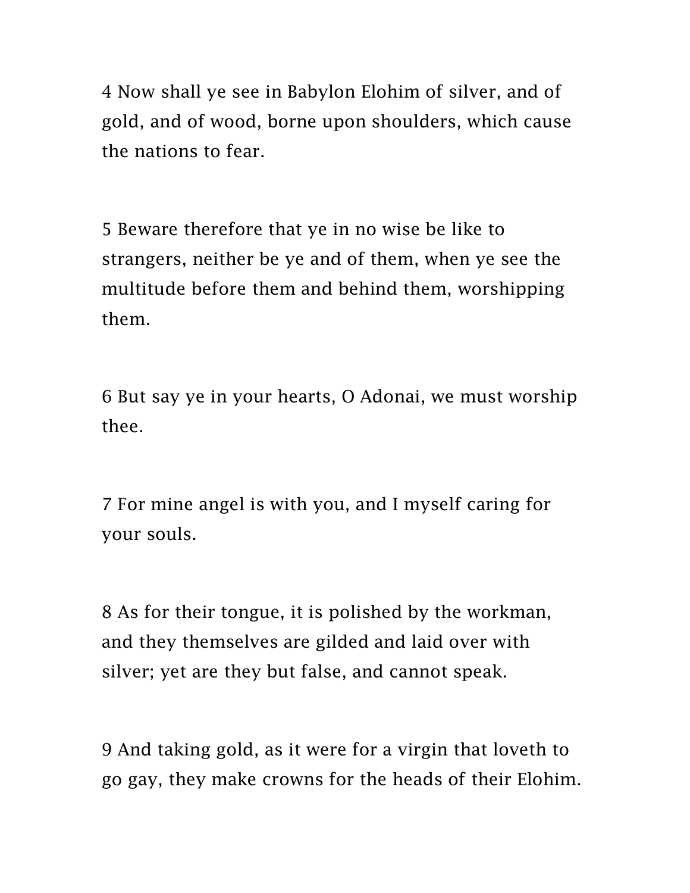4 Now shall ye see in Babylon Elohim of silver, and of gold, and of wood, borne upon shoulders, which cause the nations to fear.

5 Beware therefore that ye in no wise be like to strangers, neither be ye and of them, when ye see the multitude before them and behind them, worshipping them.

6 But say ye in your hearts, O Adonai, we must worship thee.

7 For mine angel is with you, and I myself caring for your souls.

8 As for their tongue, it is polished by the workman, and they themselves are gilded and laid over with silver; yet are they but false, and cannot speak.

9 And taking gold, as it were for a virgin that loveth to go gay, they make crowns for the heads of their Elohim.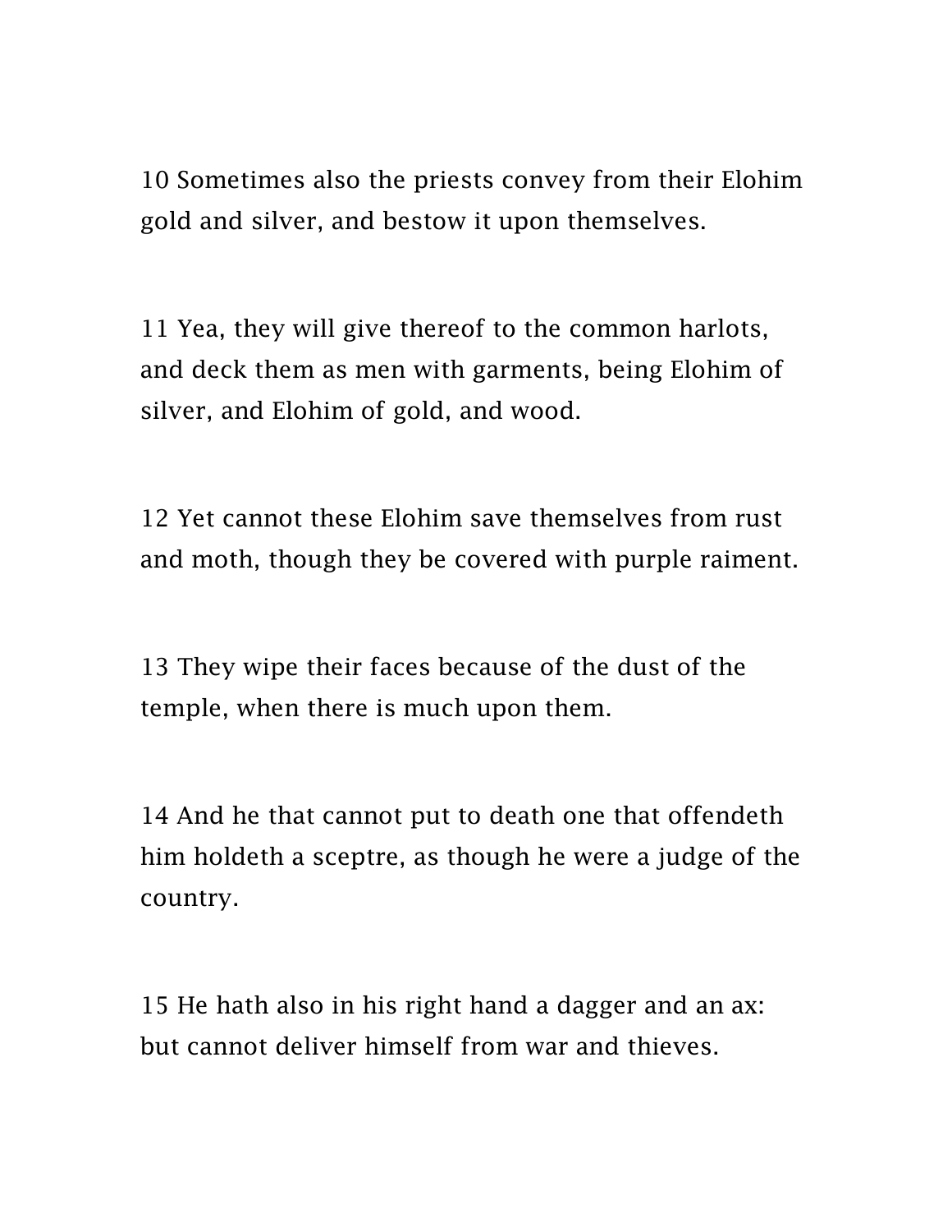10 Sometimes also the priests convey from their Elohim gold and silver, and bestow it upon themselves.

11 Yea, they will give thereof to the common harlots, and deck them as men with garments, being Elohim of silver, and Elohim of gold, and wood.

12 Yet cannot these Elohim save themselves from rust and moth, though they be covered with purple raiment.

13 They wipe their faces because of the dust of the temple, when there is much upon them.

14 And he that cannot put to death one that offendeth him holdeth a sceptre, as though he were a judge of the country.

15 He hath also in his right hand a dagger and an ax: but cannot deliver himself from war and thieves.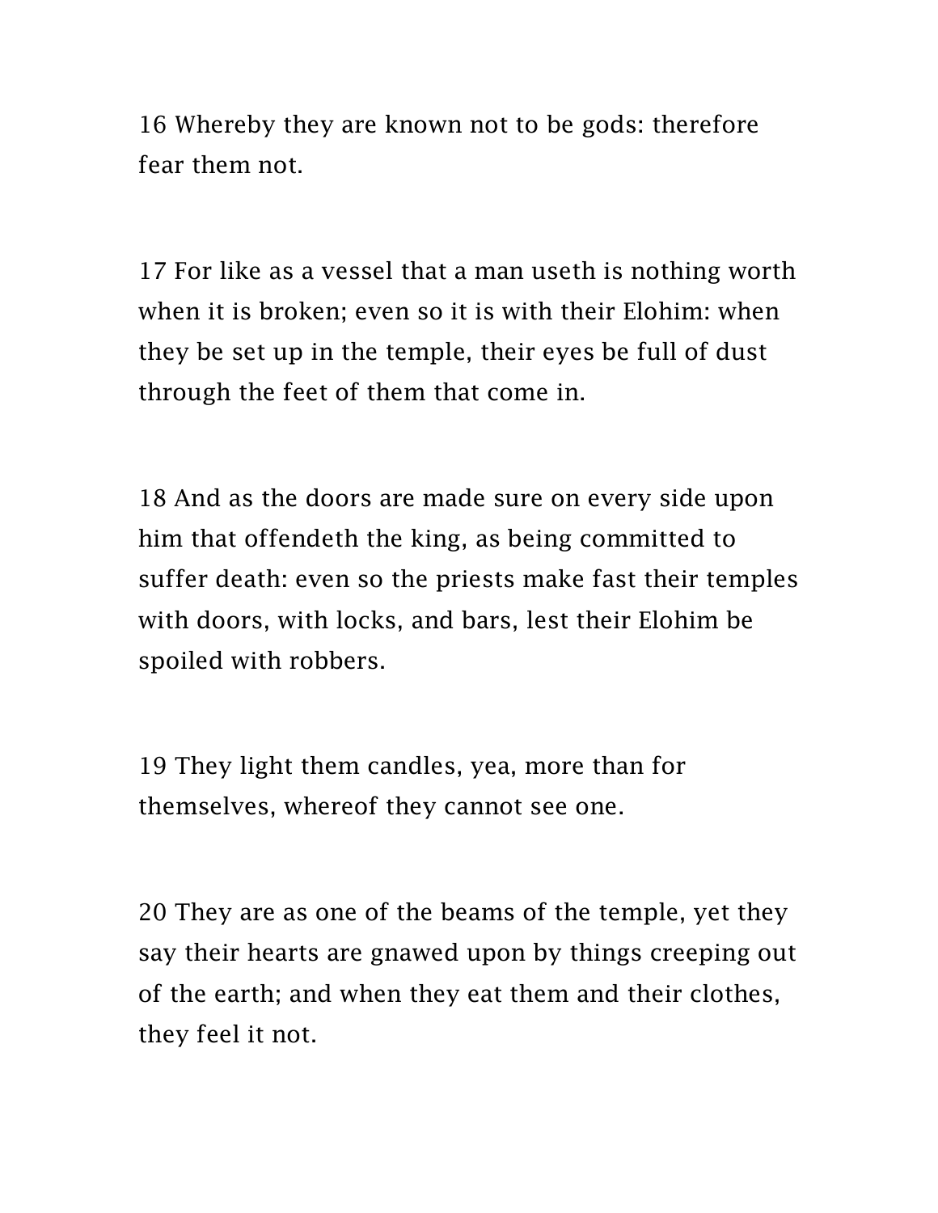16 Whereby they are known not to be gods: therefore fear them not.

17 For like as a vessel that a man useth is nothing worth when it is broken; even so it is with their Elohim: when they be set up in the temple, their eyes be full of dust through the feet of them that come in.

18 And as the doors are made sure on every side upon him that offendeth the king, as being committed to suffer death: even so the priests make fast their temples with doors, with locks, and bars, lest their Elohim be spoiled with robbers.

19 They light them candles, yea, more than for themselves, whereof they cannot see one.

20 They are as one of the beams of the temple, yet they say their hearts are gnawed upon by things creeping out of the earth; and when they eat them and their clothes, they feel it not.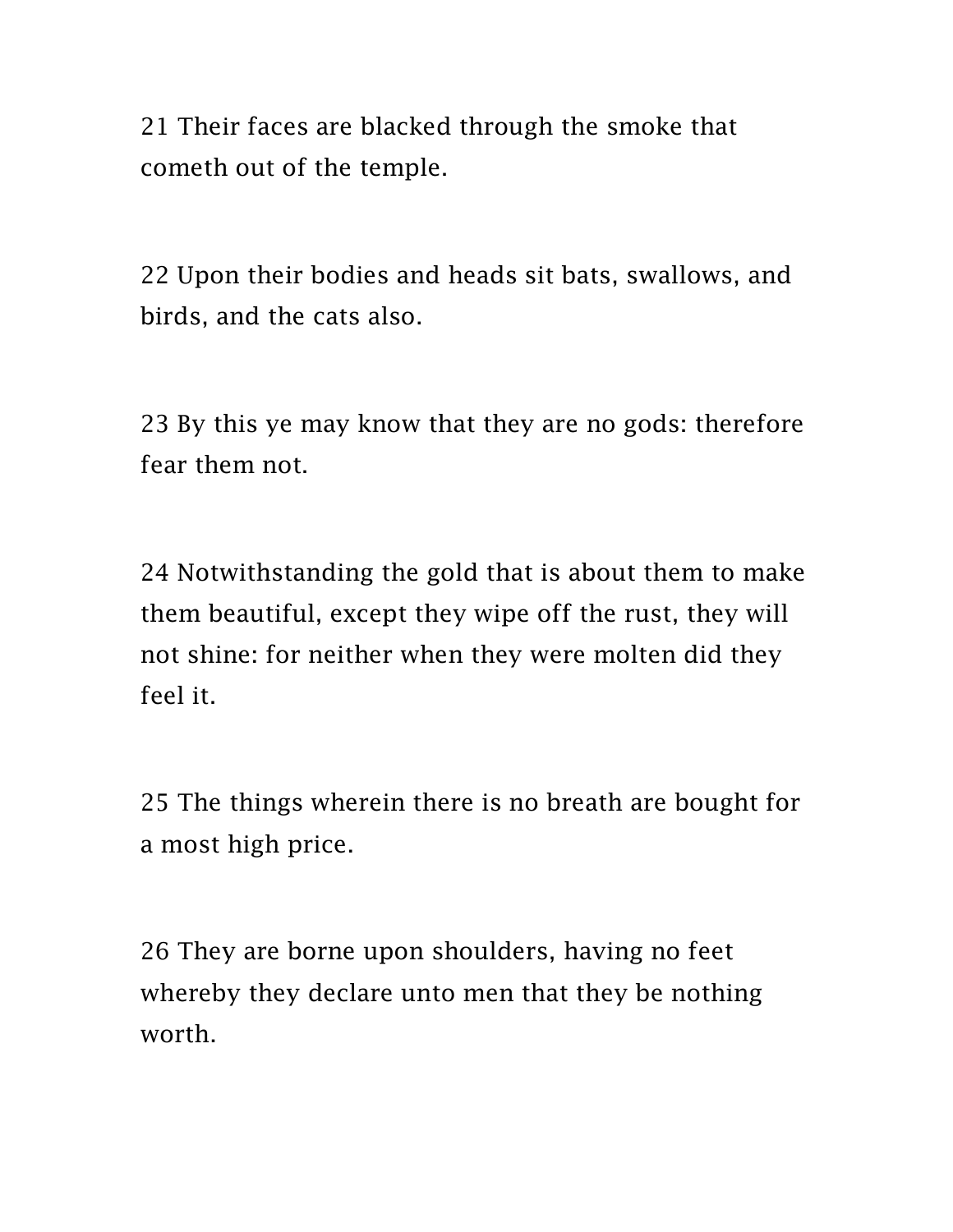21 Their faces are blacked through the smoke that cometh out of the temple.

22 Upon their bodies and heads sit bats, swallows, and birds, and the cats also.

23 By this ye may know that they are no gods: therefore fear them not.

24 Notwithstanding the gold that is about them to make them beautiful, except they wipe off the rust, they will not shine: for neither when they were molten did they feel it.

25 The things wherein there is no breath are bought for a most high price.

26 They are borne upon shoulders, having no feet whereby they declare unto men that they be nothing worth.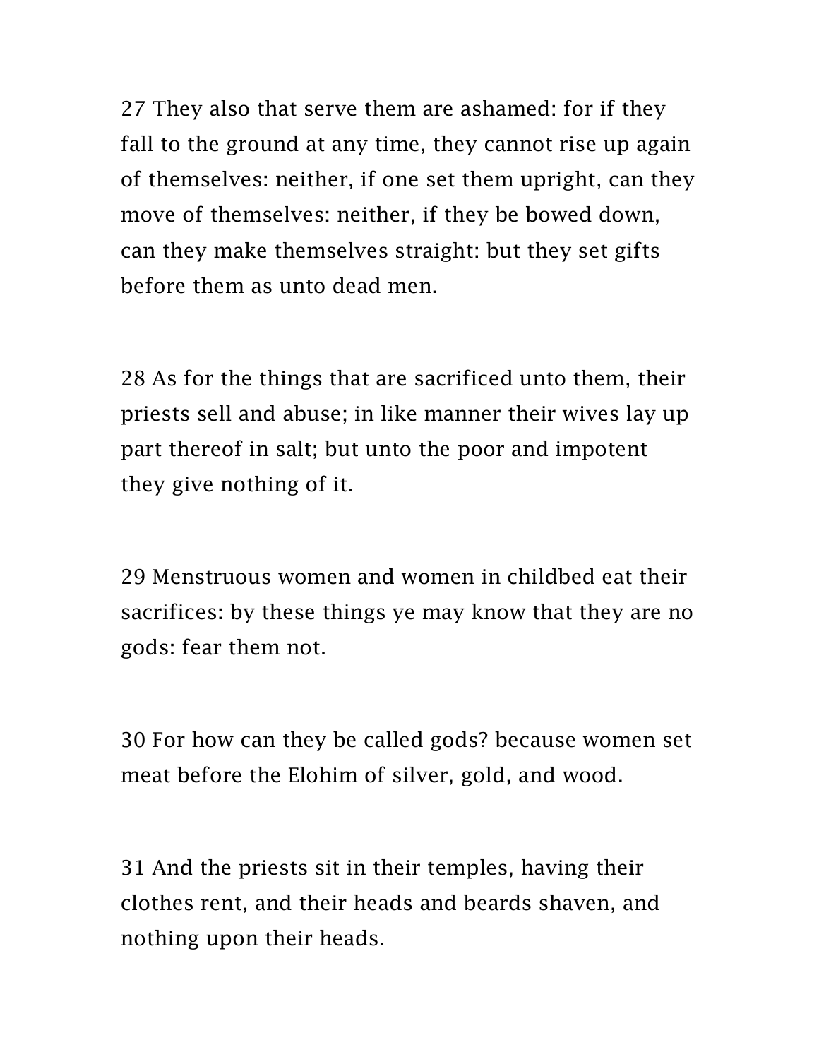27 They also that serve them are ashamed: for if they fall to the ground at any time, they cannot rise up again of themselves: neither, if one set them upright, can they move of themselves: neither, if they be bowed down, can they make themselves straight: but they set gifts before them as unto dead men.

28 As for the things that are sacrificed unto them, their priests sell and abuse; in like manner their wives lay up part thereof in salt; but unto the poor and impotent they give nothing of it.

29 Menstruous women and women in childbed eat their sacrifices: by these things ye may know that they are no gods: fear them not.

30 For how can they be called gods? because women set meat before the Elohim of silver, gold, and wood.

31 And the priests sit in their temples, having their clothes rent, and their heads and beards shaven, and nothing upon their heads.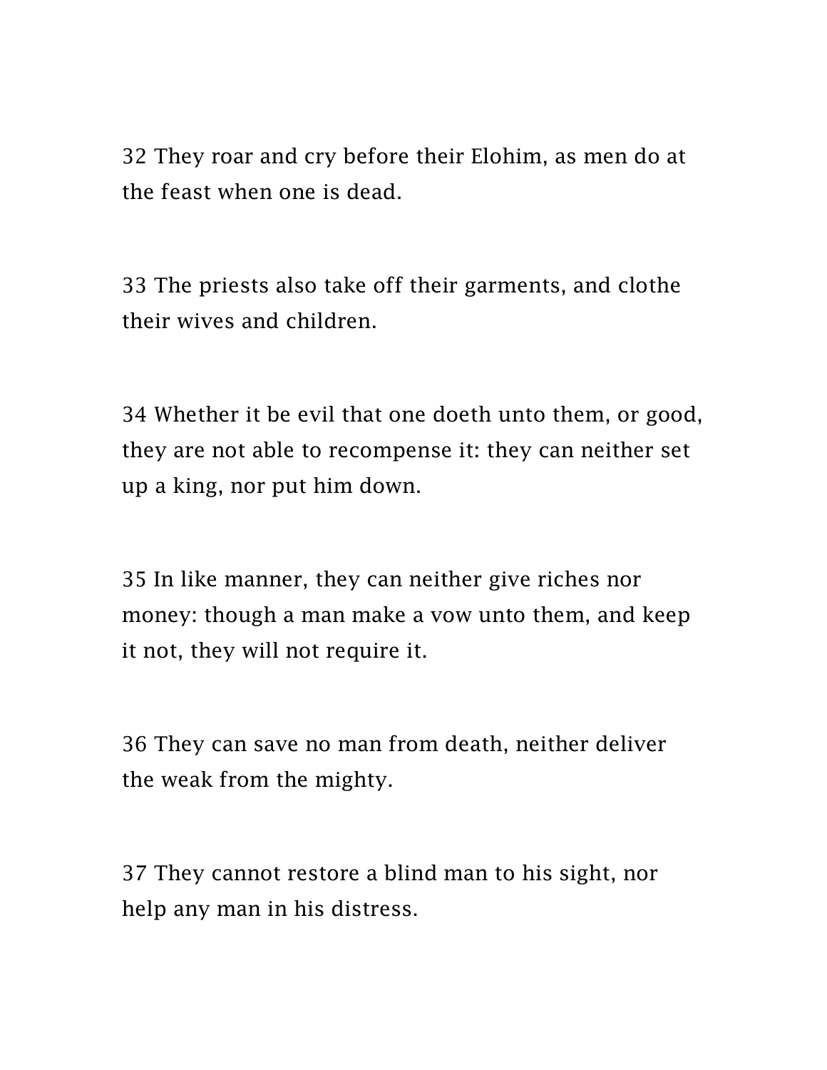32 They roar and cry before their Elohim, as men do at the feast when one is dead.

33 The priests also take off their garments, and clothe their wives and children.

34 Whether it be evil that one doeth unto them, or good, they are not able to recompense it: they can neither set up a king, nor put him down.

35 In like manner, they can neither give riches nor money: though a man make a vow unto them, and keep it not, they will not require it.

36 They can save no man from death, neither deliver the weak from the mighty.

37 They cannot restore a blind man to his sight, nor help any man in his distress.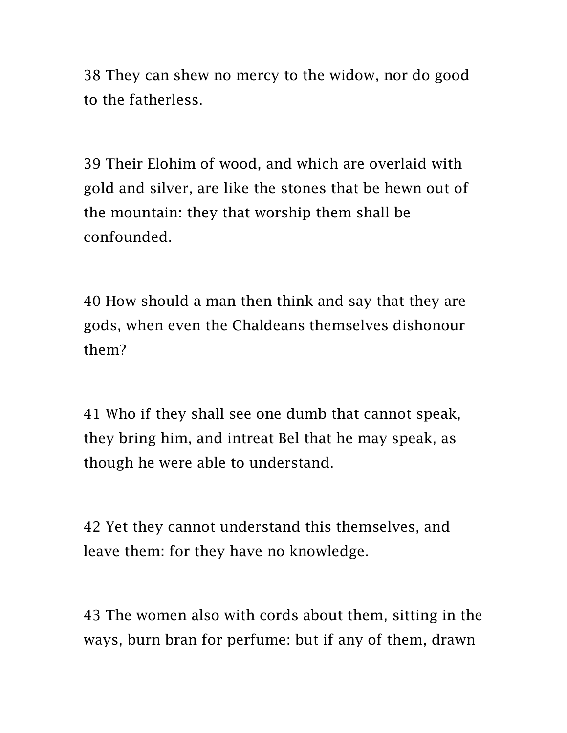38 They can shew no mercy to the widow, nor do good to the fatherless.

39 Their Elohim of wood, and which are overlaid with gold and silver, are like the stones that be hewn out of the mountain: they that worship them shall be confounded.

40 How should a man then think and say that they are gods, when even the Chaldeans themselves dishonour them?

41 Who if they shall see one dumb that cannot speak, they bring him, and intreat Bel that he may speak, as though he were able to understand.

42 Yet they cannot understand this themselves, and leave them: for they have no knowledge.

43 The women also with cords about them, sitting in the ways, burn bran for perfume: but if any of them, drawn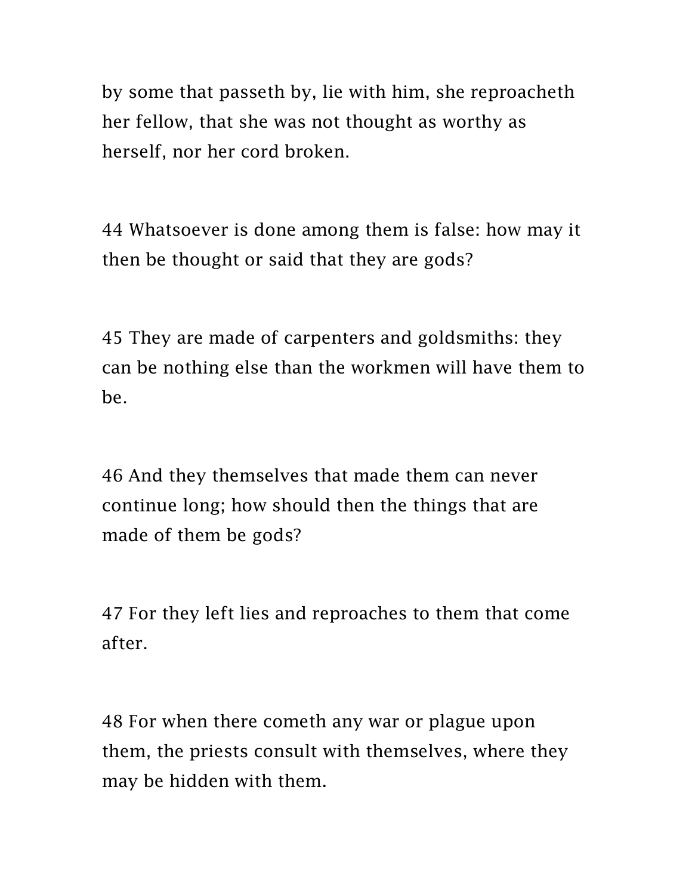by some that passeth by, lie with him, she reproacheth her fellow, that she was not thought as worthy as herself, nor her cord broken.

44 Whatsoever is done among them is false: how may it then be thought or said that they are gods?

45 They are made of carpenters and goldsmiths: they can be nothing else than the workmen will have them to be.

46 And they themselves that made them can never continue long; how should then the things that are made of them be gods?

47 For they left lies and reproaches to them that come after.

48 For when there cometh any war or plague upon them, the priests consult with themselves, where they may be hidden with them.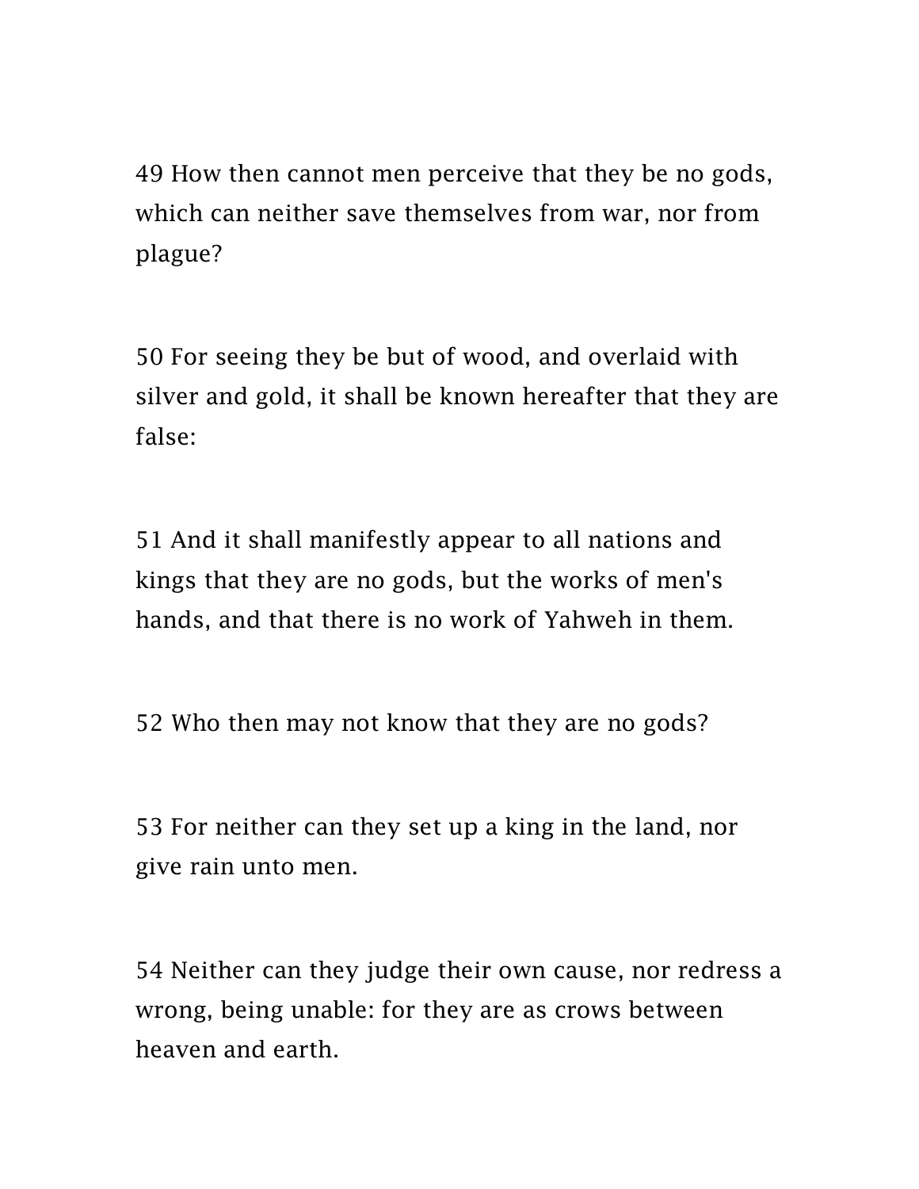49 How then cannot men perceive that they be no gods, which can neither save themselves from war, nor from plague?

50 For seeing they be but of wood, and overlaid with silver and gold, it shall be known hereafter that they are false:

51 And it shall manifestly appear to all nations and kings that they are no gods, but the works of men's hands, and that there is no work of Yahweh in them.

52 Who then may not know that they are no gods?

53 For neither can they set up a king in the land, nor give rain unto men.

54 Neither can they judge their own cause, nor redress a wrong, being unable: for they are as crows between heaven and earth.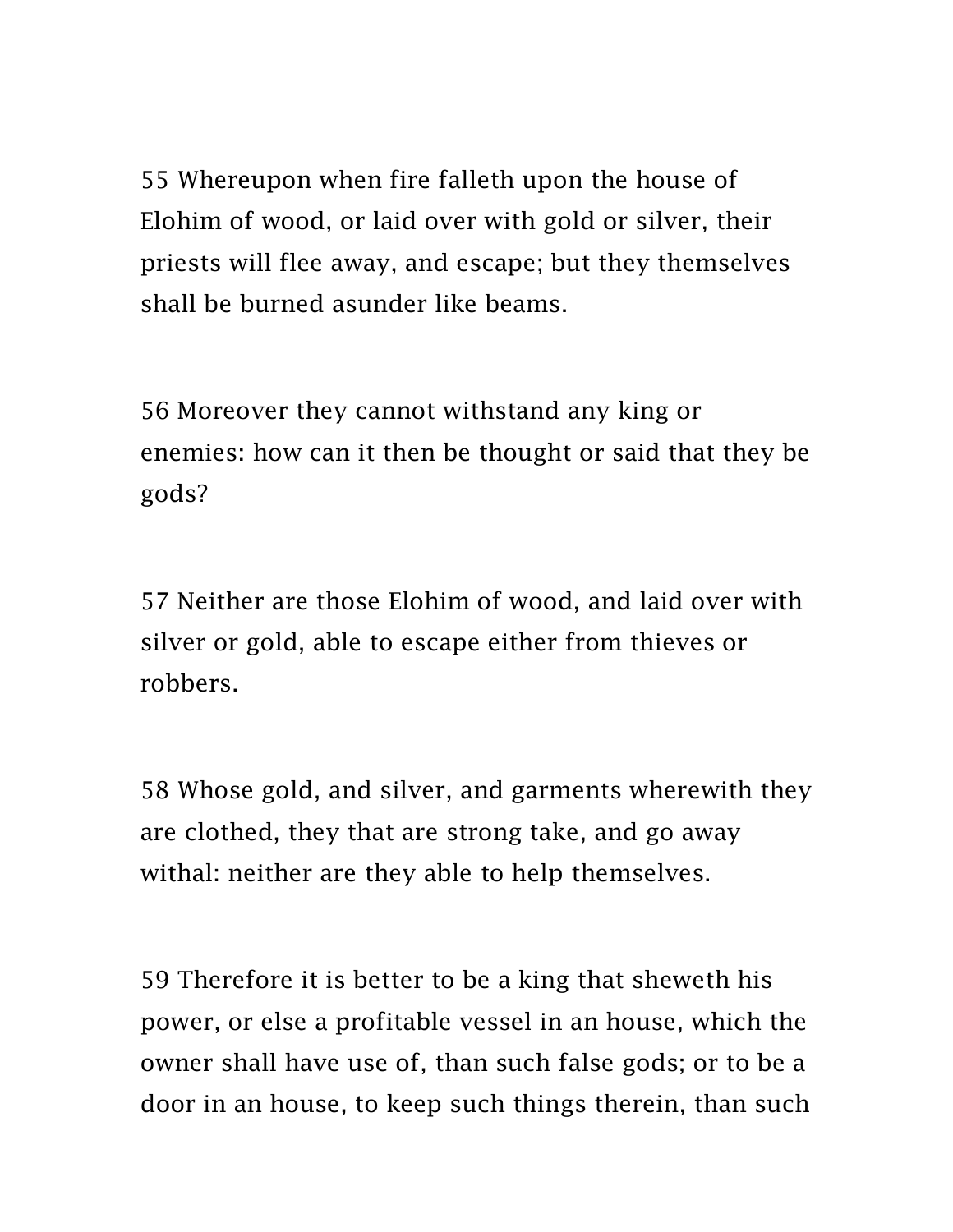55 Whereupon when fire falleth upon the house of Elohim of wood, or laid over with gold or silver, their priests will flee away, and escape; but they themselves shall be burned asunder like beams.

56 Moreover they cannot withstand any king or enemies: how can it then be thought or said that they be gods?

57 Neither are those Elohim of wood, and laid over with silver or gold, able to escape either from thieves or robbers.

58 Whose gold, and silver, and garments wherewith they are clothed, they that are strong take, and go away withal: neither are they able to help themselves.

59 Therefore it is better to be a king that sheweth his power, or else a profitable vessel in an house, which the owner shall have use of, than such false gods; or to be a door in an house, to keep such things therein, than such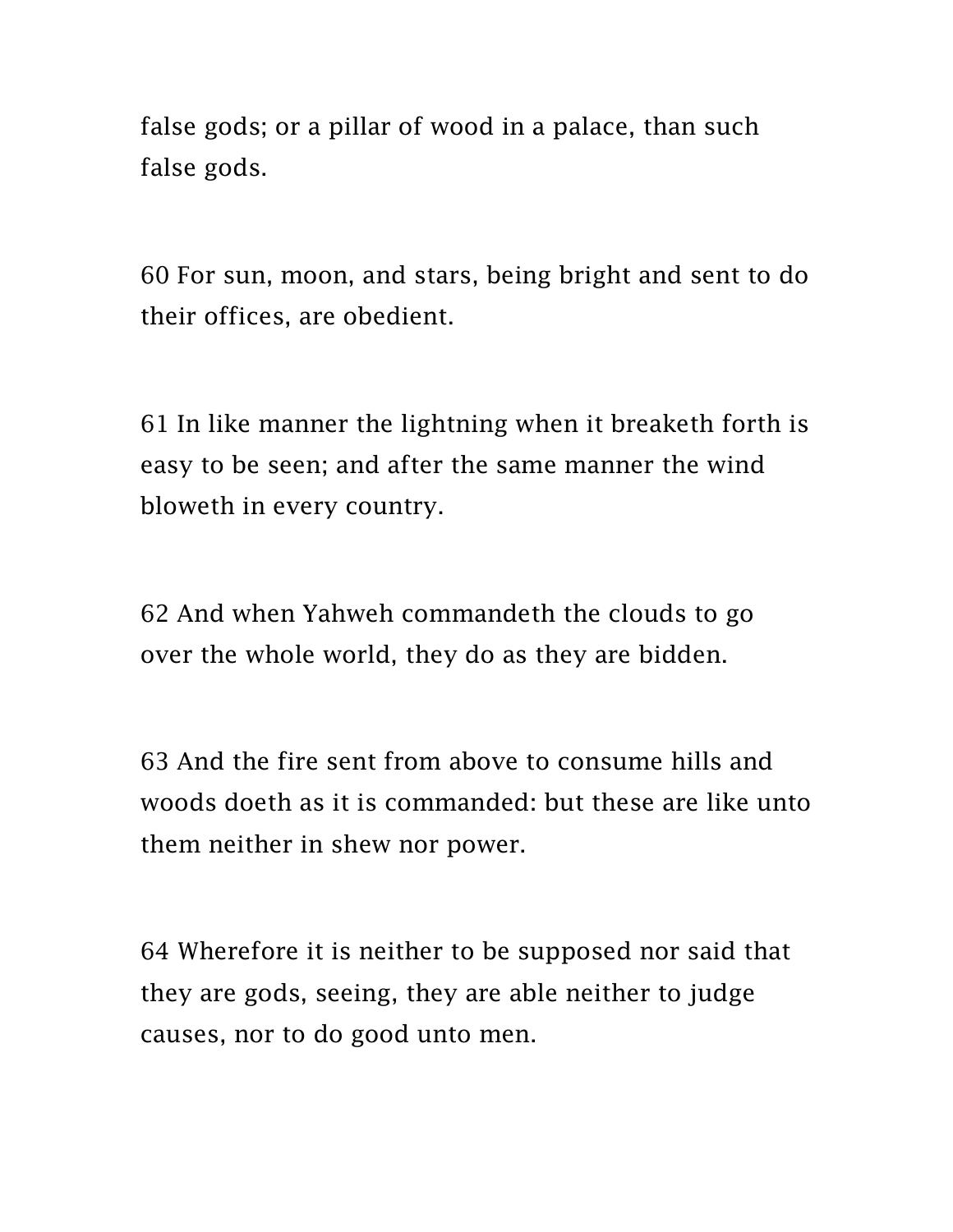false gods; or a pillar of wood in a palace, than such false gods.

60 For sun, moon, and stars, being bright and sent to do their offices, are obedient.

61 In like manner the lightning when it breaketh forth is easy to be seen; and after the same manner the wind bloweth in every country.

62 And when Yahweh commandeth the clouds to go over the whole world, they do as they are bidden.

63 And the fire sent from above to consume hills and woods doeth as it is commanded: but these are like unto them neither in shew nor power.

64 Wherefore it is neither to be supposed nor said that they are gods, seeing, they are able neither to judge causes, nor to do good unto men.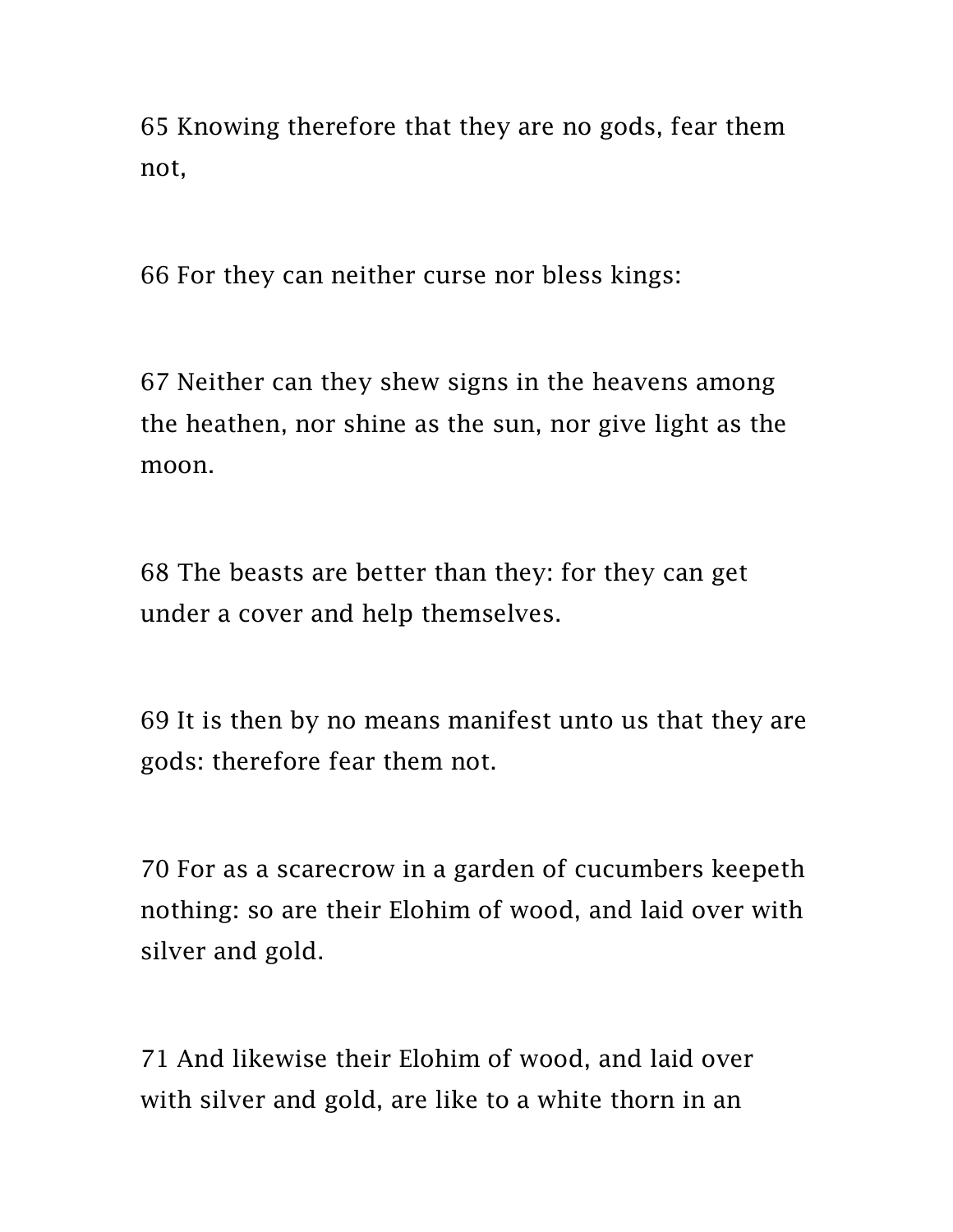65 Knowing therefore that they are no gods, fear them not,

66 For they can neither curse nor bless kings:

67 Neither can they shew signs in the heavens among the heathen, nor shine as the sun, nor give light as the moon.

68 The beasts are better than they: for they can get under a cover and help themselves.

69 It is then by no means manifest unto us that they are gods: therefore fear them not.

70 For as a scarecrow in a garden of cucumbers keepeth nothing: so are their Elohim of wood, and laid over with silver and gold.

71 And likewise their Elohim of wood, and laid over with silver and gold, are like to a white thorn in an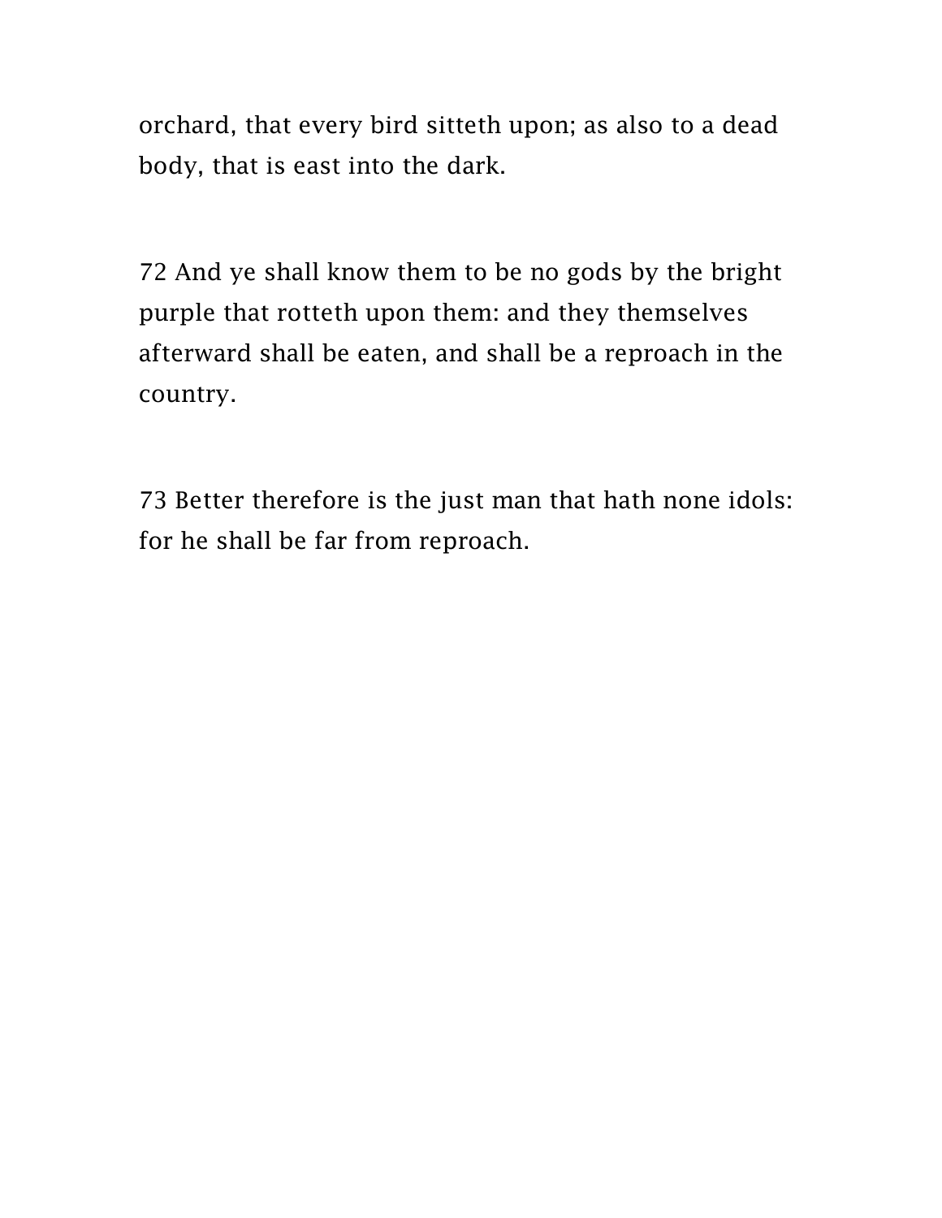orchard, that every bird sitteth upon; as also to a dead body, that is east into the dark.

72 And ye shall know them to be no gods by the bright purple that rotteth upon them: and they themselves afterward shall be eaten, and shall be a reproach in the country.

73 Better therefore is the just man that hath none idols: for he shall be far from reproach.